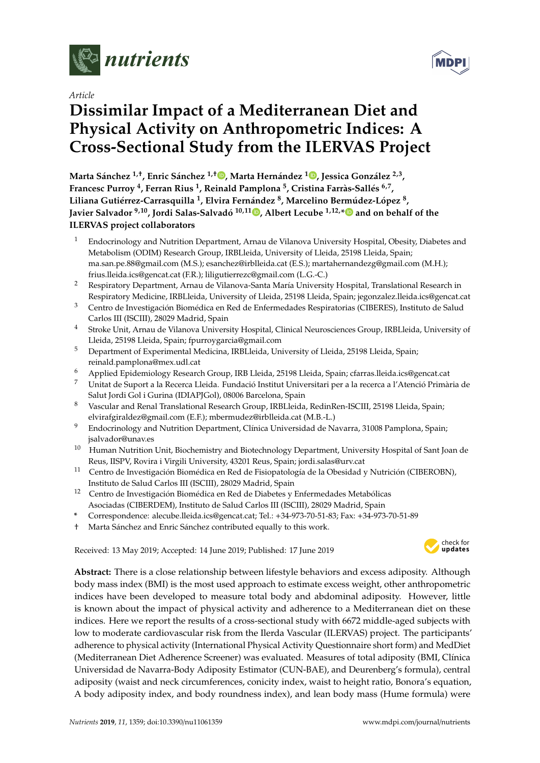*Article*

# Dissimilar Impact of a Mediterranean Diet and Physical Activity on Anthropometric Indices: A Cross-Sectional Study from the ILERVAS Project

**Marta Sánchez [1,†], Enric Sánchez [1,†], Marta Hernández [1], Jessica González [2,3], Francesc Purroy [4], Ferran Rius [1], Reinald Pamplona [5], Cristina Farràs-Sallés [6,7], Liliana Gutiérrez-Carrasquilla [1], Elvira Fernández [8], Marcelino Bermúdez-López [8], Javier Salvador [9,10], Jordi Salas-Salvadó [10,11], Albert Lecube [1,12,*] and on behalf of the ILERVAS project collaborators**

1. Endocrinology and Nutrition Department, Arnau de Vilanova University Hospital, Obesity, Diabetes and Metabolism (ODIM) Research Group, IRBLleida, University of Lleida, 25198 Lleida, Spain; ma.san.pe.88@gmail.com (M.S.); esanchez@irblleida.cat (E.S.); martahernandezg@gmail.com (M.H.); frius.lleida.ics@gencat.cat (F.R.); liligutierrezc@gmail.com (L.G.-C.)
2. Respiratory Department, Arnau de Vilanova-Santa María University Hospital, Translational Research in Respiratory Medicine, IRBLleida, University of Lleida, 25198 Lleida, Spain; jegonzalez.lleida.ics@gencat.cat
3. Centro de Investigación Biomédica en Red de Enfermedades Respiratorias (CIBERES), Instituto de Salud Carlos III (ISCIII), 28029 Madrid, Spain
4. Stroke Unit, Arnau de Vilanova University Hospital, Clinical Neurosciences Group, IRBLleida, University of Lleida, 25198 Lleida, Spain; fpurroygarcia@gmail.com
5. Department of Experimental Medicina, IRBLleida, University of Lleida, 25198 Lleida, Spain; reinald.pamplona@mex.udl.cat
6. Applied Epidemiology Research Group, IRB Lleida, 25198 Lleida, Spain; cfarras.lleida.ics@gencat.cat
7. Unitat de Suport a la Recerca Lleida. Fundació Institut Universitari per a la recerca a l'Atenció Primària de Salut Jordi Gol i Gurina (IDIAPJGol), 08006 Barcelona, Spain
8. Vascular and Renal Translational Research Group, IRBLleida, RedinRen-ISCIII, 25198 Lleida, Spain; elvirafgiraldez@gmail.com (E.F.); mbermudez@irblleida.cat (M.B.-L.)
9. Endocrinology and Nutrition Department, Clínica Universidad de Navarra, 31008 Pamplona, Spain; jsalvador@unav.es
10. Human Nutrition Unit, Biochemistry and Biotechnology Department, University Hospital of Sant Joan de Reus, IISPV, Rovira i Virgili University, 43201 Reus, Spain; jordi.salas@urv.cat
11. Centro de Investigación Biomédica en Red de Fisiopatología de la Obesidad y Nutrición (CIBEROBN), Instituto de Salud Carlos III (ISCIII), 28029 Madrid, Spain
12. Centro de Investigación Biomédica en Red de Diabetes y Enfermedades Metabólicas Asociadas (CIBERDEM), Instituto de Salud Carlos III (ISCIII), 28029 Madrid, Spain

\* Correspondence: alecube.lleida.ics@gencat.cat; Tel.: +34-973-70-51-83; Fax: +34-973-70-51-89

† Marta Sánchez and Enric Sánchez contributed equally to this work.

Received: 13 May 2019; Accepted: 14 June 2019; Published: 17 June 2019

**Abstract:** There is a close relationship between lifestyle behaviors and excess adiposity. Although body mass index (BMI) is the most used approach to estimate excess weight, other anthropometric indices have been developed to measure total body and abdominal adiposity. However, little is known about the impact of physical activity and adherence to a Mediterranean diet on these indices. Here we report the results of a cross-sectional study with 6672 middle-aged subjects with low to moderate cardiovascular risk from the Ilerda Vascular (ILERVAS) project. The participants' adherence to physical activity (International Physical Activity Questionnaire short form) and MedDiet (Mediterranean Diet Adherence Screener) was evaluated. Measures of total adiposity (BMI, Clínica Universidad de Navarra-Body Adiposity Estimator (CUN-BAE), and Deurenberg's formula), central adiposity (waist and neck circumferences, conicity index, waist to height ratio, Bonora's equation, A body adiposity index, and body roundness index), and lean body mass (Hume formula) were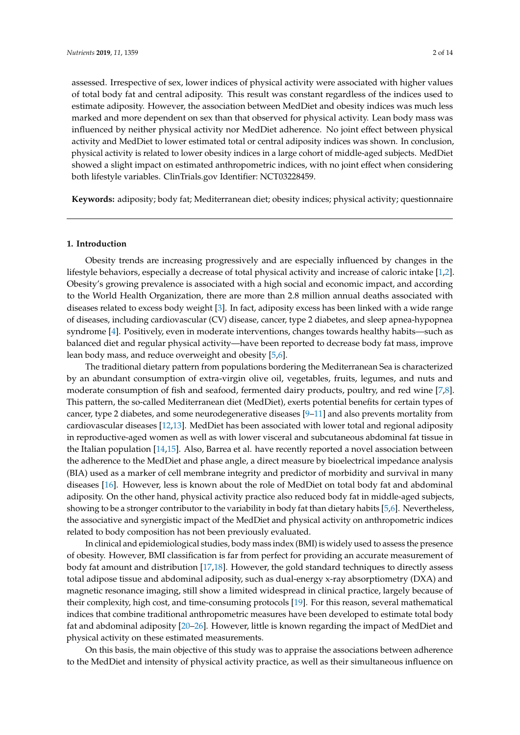assessed. Irrespective of sex, lower indices of physical activity were associated with higher values of total body fat and central adiposity. This result was constant regardless of the indices used to estimate adiposity. However, the association between MedDiet and obesity indices was much less marked and more dependent on sex than that observed for physical activity. Lean body mass was influenced by neither physical activity nor MedDiet adherence. No joint effect between physical activity and MedDiet to lower estimated total or central adiposity indices was shown. In conclusion, physical activity is related to lower obesity indices in a large cohort of middle-aged subjects. MedDiet showed a slight impact on estimated anthropometric indices, with no joint effect when considering both lifestyle variables. ClinTrials.gov Identifier: NCT03228459.

**Keywords:** adiposity; body fat; Mediterranean diet; obesity indices; physical activity; questionnaire

## 1. Introduction

Obesity trends are increasing progressively and are especially influenced by changes in the lifestyle behaviors, especially a decrease of total physical activity and increase of caloric intake [1,2]. Obesity's growing prevalence is associated with a high social and economic impact, and according to the World Health Organization, there are more than 2.8 million annual deaths associated with diseases related to excess body weight [3]. In fact, adiposity excess has been linked with a wide range of diseases, including cardiovascular (CV) disease, cancer, type 2 diabetes, and sleep apnea-hypopnea syndrome [4]. Positively, even in moderate interventions, changes towards healthy habits—such as balanced diet and regular physical activity—have been reported to decrease body fat mass, improve lean body mass, and reduce overweight and obesity [5,6].

The traditional dietary pattern from populations bordering the Mediterranean Sea is characterized by an abundant consumption of extra-virgin olive oil, vegetables, fruits, legumes, and nuts and moderate consumption of fish and seafood, fermented dairy products, poultry, and red wine [7,8]. This pattern, the so-called Mediterranean diet (MedDiet), exerts potential benefits for certain types of cancer, type 2 diabetes, and some neurodegenerative diseases [9–11] and also prevents mortality from cardiovascular diseases [12,13]. MedDiet has been associated with lower total and regional adiposity in reproductive-aged women as well as with lower visceral and subcutaneous abdominal fat tissue in the Italian population [14,15]. Also, Barrea et al. have recently reported a novel association between the adherence to the MedDiet and phase angle, a direct measure by bioelectrical impedance analysis (BIA) used as a marker of cell membrane integrity and predictor of morbidity and survival in many diseases [16]. However, less is known about the role of MedDiet on total body fat and abdominal adiposity. On the other hand, physical activity practice also reduced body fat in middle-aged subjects, showing to be a stronger contributor to the variability in body fat than dietary habits [5,6]. Nevertheless, the associative and synergistic impact of the MedDiet and physical activity on anthropometric indices related to body composition has not been previously evaluated.

In clinical and epidemiological studies, body mass index (BMI) is widely used to assess the presence of obesity. However, BMI classification is far from perfect for providing an accurate measurement of body fat amount and distribution [17,18]. However, the gold standard techniques to directly assess total adipose tissue and abdominal adiposity, such as dual-energy x-ray absorptiometry (DXA) and magnetic resonance imaging, still show a limited widespread in clinical practice, largely because of their complexity, high cost, and time-consuming protocols [19]. For this reason, several mathematical indices that combine traditional anthropometric measures have been developed to estimate total body fat and abdominal adiposity [20–26]. However, little is known regarding the impact of MedDiet and physical activity on these estimated measurements.

On this basis, the main objective of this study was to appraise the associations between adherence to the MedDiet and intensity of physical activity practice, as well as their simultaneous influence on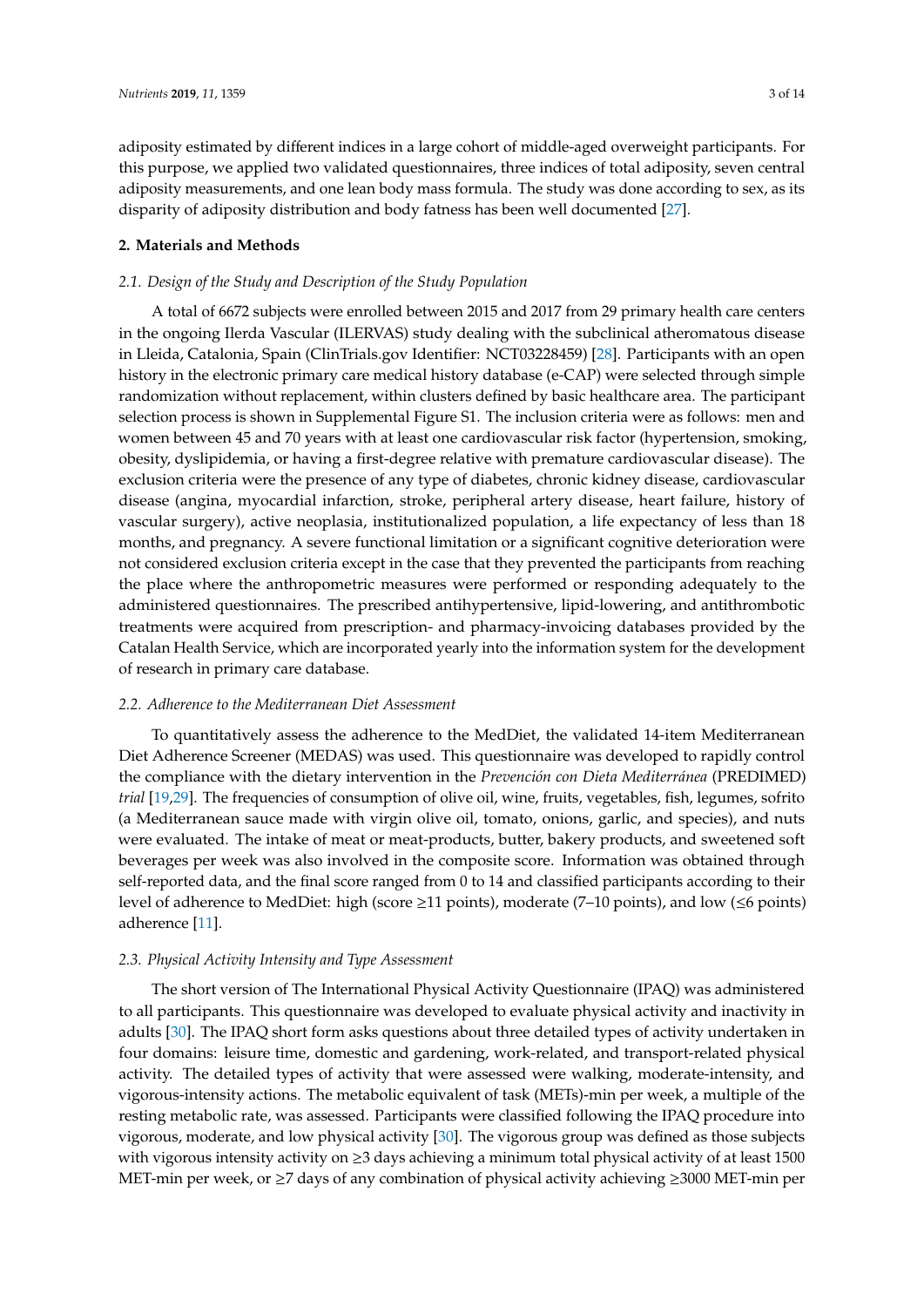adiposity estimated by different indices in a large cohort of middle-aged overweight participants. For this purpose, we applied two validated questionnaires, three indices of total adiposity, seven central adiposity measurements, and one lean body mass formula. The study was done according to sex, as its disparity of adiposity distribution and body fatness has been well documented [27].

## 2. Materials and Methods

### *2.1. Design of the Study and Description of the Study Population*

A total of 6672 subjects were enrolled between 2015 and 2017 from 29 primary health care centers in the ongoing Ilerda Vascular (ILERVAS) study dealing with the subclinical atheromatous disease in Lleida, Catalonia, Spain (ClinTrials.gov Identifier: NCT03228459) [28]. Participants with an open history in the electronic primary care medical history database (e-CAP) were selected through simple randomization without replacement, within clusters defined by basic healthcare area. The participant selection process is shown in Supplemental Figure S1. The inclusion criteria were as follows: men and women between 45 and 70 years with at least one cardiovascular risk factor (hypertension, smoking, obesity, dyslipidemia, or having a first-degree relative with premature cardiovascular disease). The exclusion criteria were the presence of any type of diabetes, chronic kidney disease, cardiovascular disease (angina, myocardial infarction, stroke, peripheral artery disease, heart failure, history of vascular surgery), active neoplasia, institutionalized population, a life expectancy of less than 18 months, and pregnancy. A severe functional limitation or a significant cognitive deterioration were not considered exclusion criteria except in the case that they prevented the participants from reaching the place where the anthropometric measures were performed or responding adequately to the administered questionnaires. The prescribed antihypertensive, lipid-lowering, and antithrombotic treatments were acquired from prescription- and pharmacy-invoicing databases provided by the Catalan Health Service, which are incorporated yearly into the information system for the development of research in primary care database.

### *2.2. Adherence to the Mediterranean Diet Assessment*

To quantitatively assess the adherence to the MedDiet, the validated 14-item Mediterranean Diet Adherence Screener (MEDAS) was used. This questionnaire was developed to rapidly control the compliance with the dietary intervention in the *Prevención con Dieta Mediterránea* (PREDIMED) *trial* [19,29]. The frequencies of consumption of olive oil, wine, fruits, vegetables, fish, legumes, sofrito (a Mediterranean sauce made with virgin olive oil, tomato, onions, garlic, and species), and nuts were evaluated. The intake of meat or meat-products, butter, bakery products, and sweetened soft beverages per week was also involved in the composite score. Information was obtained through self-reported data, and the final score ranged from 0 to 14 and classified participants according to their level of adherence to MedDiet: high (score ≥11 points), moderate (7–10 points), and low (≤6 points) adherence [11].

### *2.3. Physical Activity Intensity and Type Assessment*

The short version of The International Physical Activity Questionnaire (IPAQ) was administered to all participants. This questionnaire was developed to evaluate physical activity and inactivity in adults [30]. The IPAQ short form asks questions about three detailed types of activity undertaken in four domains: leisure time, domestic and gardening, work-related, and transport-related physical activity. The detailed types of activity that were assessed were walking, moderate-intensity, and vigorous-intensity actions. The metabolic equivalent of task (METs)-min per week, a multiple of the resting metabolic rate, was assessed. Participants were classified following the IPAQ procedure into vigorous, moderate, and low physical activity [30]. The vigorous group was defined as those subjects with vigorous intensity activity on ≥3 days achieving a minimum total physical activity of at least 1500 MET-min per week, or ≥7 days of any combination of physical activity achieving ≥3000 MET-min per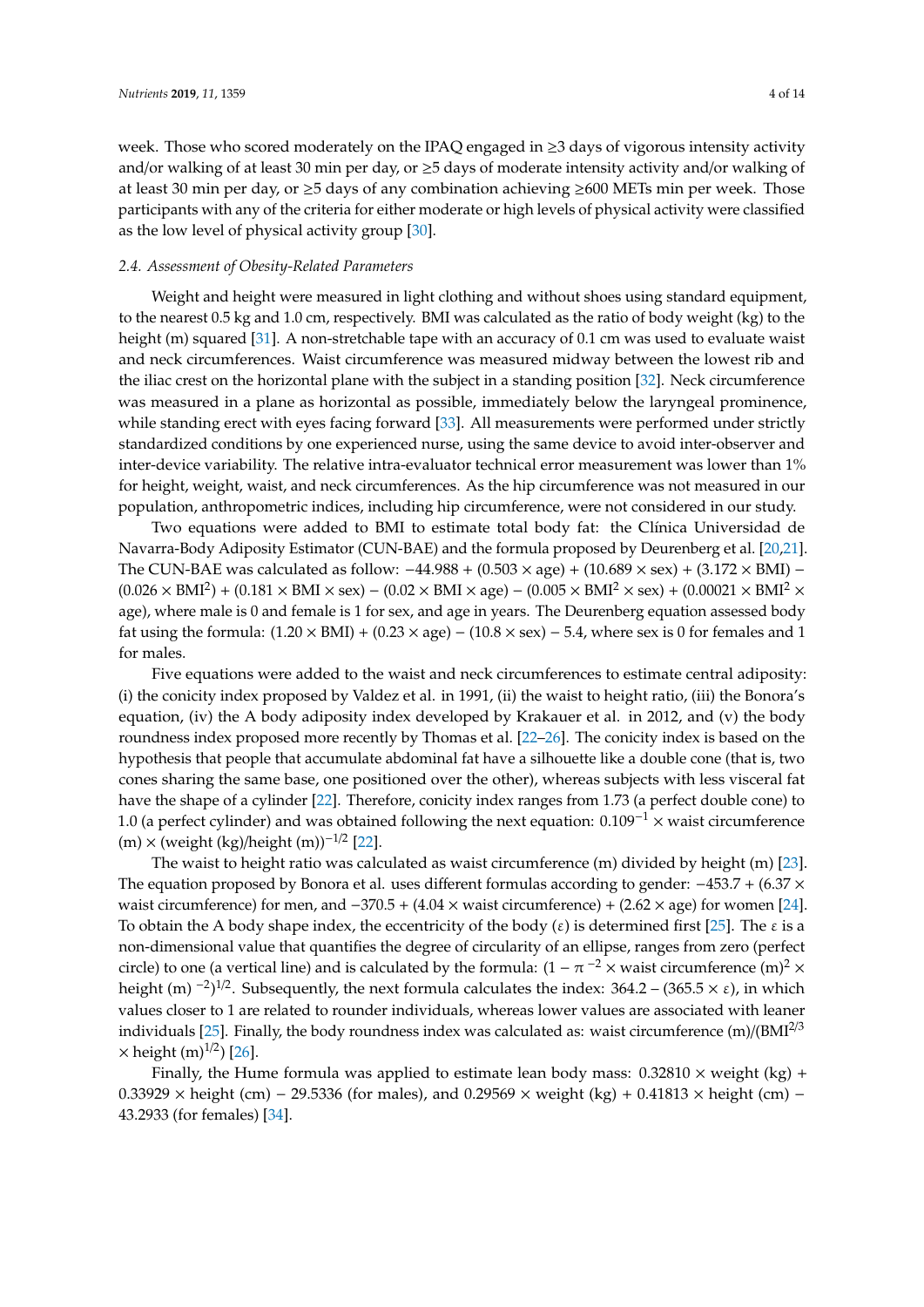week. Those who scored moderately on the IPAQ engaged in ≥3 days of vigorous intensity activity and/or walking of at least 30 min per day, or ≥5 days of moderate intensity activity and/or walking of at least 30 min per day, or ≥5 days of any combination achieving ≥600 METs min per week. Those participants with any of the criteria for either moderate or high levels of physical activity were classified as the low level of physical activity group [30].

### 2.4. Assessment of Obesity-Related Parameters

Weight and height were measured in light clothing and without shoes using standard equipment, to the nearest 0.5 kg and 1.0 cm, respectively. BMI was calculated as the ratio of body weight (kg) to the height (m) squared [31]. A non-stretchable tape with an accuracy of 0.1 cm was used to evaluate waist and neck circumferences. Waist circumference was measured midway between the lowest rib and the iliac crest on the horizontal plane with the subject in a standing position [32]. Neck circumference was measured in a plane as horizontal as possible, immediately below the laryngeal prominence, while standing erect with eyes facing forward [33]. All measurements were performed under strictly standardized conditions by one experienced nurse, using the same device to avoid inter-observer and inter-device variability. The relative intra-evaluator technical error measurement was lower than 1% for height, weight, waist, and neck circumferences. As the hip circumference was not measured in our population, anthropometric indices, including hip circumference, were not considered in our study.

Two equations were added to BMI to estimate total body fat: the Clínica Universidad de Navarra-Body Adiposity Estimator (CUN-BAE) and the formula proposed by Deurenberg et al. [20,21]. The CUN-BAE was calculated as follow: $-44.988 + (0.503 \times \text{age}) + (10.689 \times \text{sex}) + (3.172 \times \text{BMI}) - (0.026 \times \text{BMI}^2) + (0.181 \times \text{BMI} \times \text{sex}) - (0.02 \times \text{BMI} \times \text{age}) - (0.005 \times \text{BMI}^2 \times \text{sex}) + (0.00021 \times \text{BMI}^2 \times \text{age})$, where male is 0 and female is 1 for sex, and age in years. The Deurenberg equation assessed body fat using the formula: $(1.20 \times \text{BMI}) + (0.23 \times \text{age}) - (10.8 \times \text{sex}) - 5.4$, where sex is 0 for females and 1 for males.

Five equations were added to the waist and neck circumferences to estimate central adiposity: (i) the conicity index proposed by Valdez et al. in 1991, (ii) the waist to height ratio, (iii) the Bonora's equation, (iv) the A body adiposity index developed by Krakauer et al. in 2012, and (v) the body roundness index proposed more recently by Thomas et al. [22–26]. The conicity index is based on the hypothesis that people that accumulate abdominal fat have a silhouette like a double cone (that is, two cones sharing the same base, one positioned over the other), whereas subjects with less visceral fat have the shape of a cylinder [22]. Therefore, conicity index ranges from 1.73 (a perfect double cone) to 1.0 (a perfect cylinder) and was obtained following the next equation: $0.109^{-1} \times$ waist circumference (m) $\times$ (weight (kg)/height (m))$^{-1/2}$ [22].

The waist to height ratio was calculated as waist circumference (m) divided by height (m) [23]. The equation proposed by Bonora et al. uses different formulas according to gender: $-453.7 + (6.37 \times \text{waist circumference})$ for men, and $-370.5 + (4.04 \times \text{waist circumference}) + (2.62 \times \text{age})$ for women [24]. To obtain the A body shape index, the eccentricity of the body ($\varepsilon$) is determined first [25]. The $\varepsilon$ is a non-dimensional value that quantifies the degree of circularity of an ellipse, ranges from zero (perfect circle) to one (a vertical line) and is calculated by the formula: $(1 - \pi^{-2} \times \text{waist circumference (m)}^2 \times \text{height (m)}^{-2})^{1/2}$. Subsequently, the next formula calculates the index: $364.2 - (365.5 \times \varepsilon)$, in which values closer to 1 are related to rounder individuals, whereas lower values are associated with leaner individuals [25]. Finally, the body roundness index was calculated as: waist circumference (m)/(BMI$^{2/3}$ $\times$ height (m)$^{1/2}$) [26].

Finally, the Hume formula was applied to estimate lean body mass: $0.32810 \times \text{weight (kg)} + 0.33929 \times \text{height (cm)} - 29.5336$ (for males), and $0.29569 \times \text{weight (kg)} + 0.41813 \times \text{height (cm)} - 43.2933$ (for females) [34].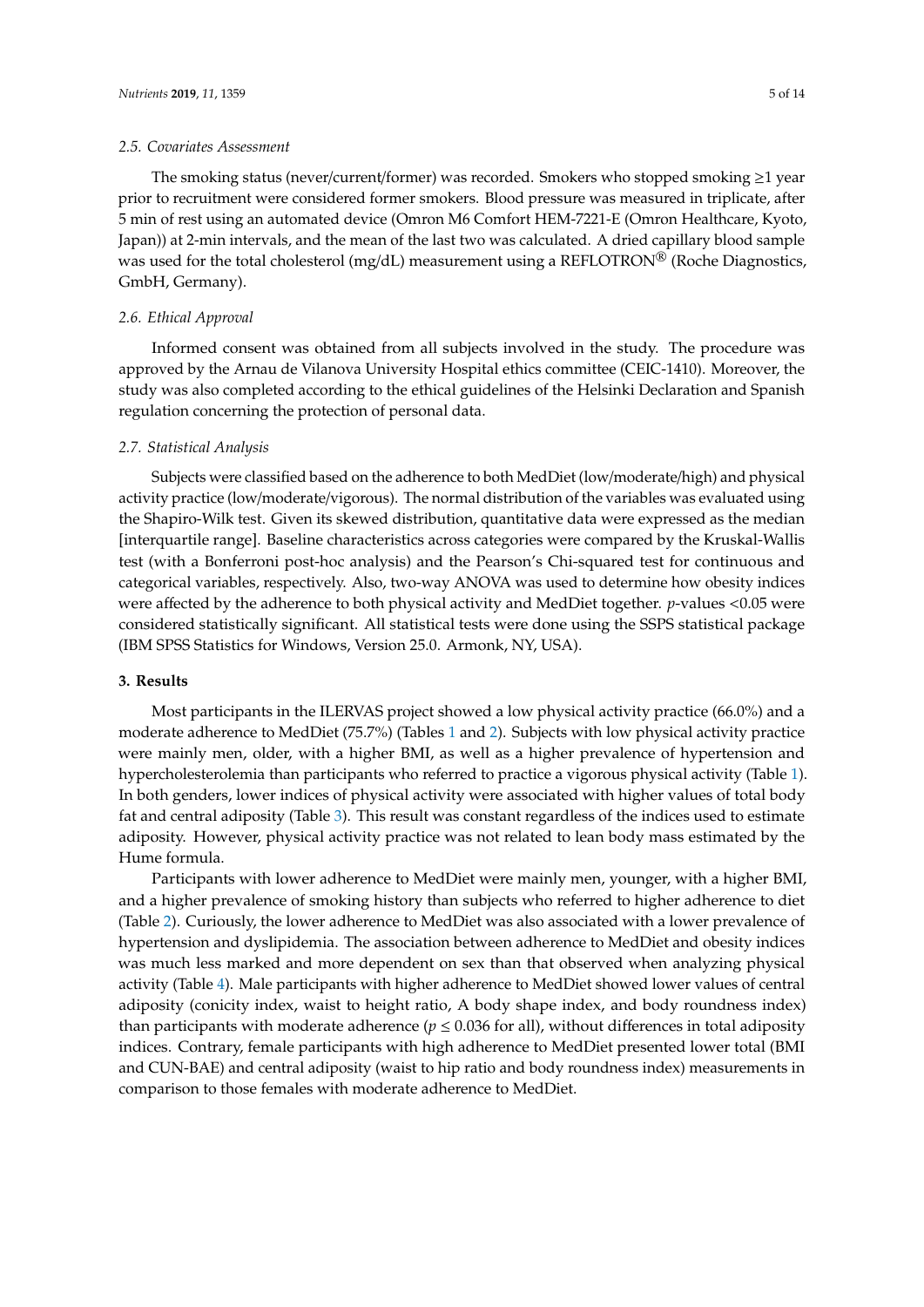### 2.5. Covariates Assessment

The smoking status (never/current/former) was recorded. Smokers who stopped smoking ≥1 year prior to recruitment were considered former smokers. Blood pressure was measured in triplicate, after 5 min of rest using an automated device (Omron M6 Comfort HEM-7221-E (Omron Healthcare, Kyoto, Japan)) at 2-min intervals, and the mean of the last two was calculated. A dried capillary blood sample was used for the total cholesterol (mg/dL) measurement using a REFLOTRON® (Roche Diagnostics, GmbH, Germany).

### 2.6. Ethical Approval

Informed consent was obtained from all subjects involved in the study. The procedure was approved by the Arnau de Vilanova University Hospital ethics committee (CEIC-1410). Moreover, the study was also completed according to the ethical guidelines of the Helsinki Declaration and Spanish regulation concerning the protection of personal data.

### 2.7. Statistical Analysis

Subjects were classified based on the adherence to both MedDiet (low/moderate/high) and physical activity practice (low/moderate/vigorous). The normal distribution of the variables was evaluated using the Shapiro-Wilk test. Given its skewed distribution, quantitative data were expressed as the median [interquartile range]. Baseline characteristics across categories were compared by the Kruskal-Wallis test (with a Bonferroni post-hoc analysis) and the Pearson's Chi-squared test for continuous and categorical variables, respectively. Also, two-way ANOVA was used to determine how obesity indices were affected by the adherence to both physical activity and MedDiet together. $p$-values $<0.05$ were considered statistically significant. All statistical tests were done using the SSPS statistical package (IBM SPSS Statistics for Windows, Version 25.0. Armonk, NY, USA).

## 3. Results

Most participants in the ILERVAS project showed a low physical activity practice (66.0%) and a moderate adherence to MedDiet (75.7%) (Tables 1 and 2). Subjects with low physical activity practice were mainly men, older, with a higher BMI, as well as a higher prevalence of hypertension and hypercholesterolemia than participants who referred to practice a vigorous physical activity (Table 1). In both genders, lower indices of physical activity were associated with higher values of total body fat and central adiposity (Table 3). This result was constant regardless of the indices used to estimate adiposity. However, physical activity practice was not related to lean body mass estimated by the Hume formula.

Participants with lower adherence to MedDiet were mainly men, younger, with a higher BMI, and a higher prevalence of smoking history than subjects who referred to higher adherence to diet (Table 2). Curiously, the lower adherence to MedDiet was also associated with a lower prevalence of hypertension and dyslipidemia. The association between adherence to MedDiet and obesity indices was much less marked and more dependent on sex than that observed when analyzing physical activity (Table 4). Male participants with higher adherence to MedDiet showed lower values of central adiposity (conicity index, waist to height ratio, A body shape index, and body roundness index) than participants with moderate adherence ($p \leq 0.036$ for all), without differences in total adiposity indices. Contrary, female participants with high adherence to MedDiet presented lower total (BMI and CUN-BAE) and central adiposity (waist to hip ratio and body roundness index) measurements in comparison to those females with moderate adherence to MedDiet.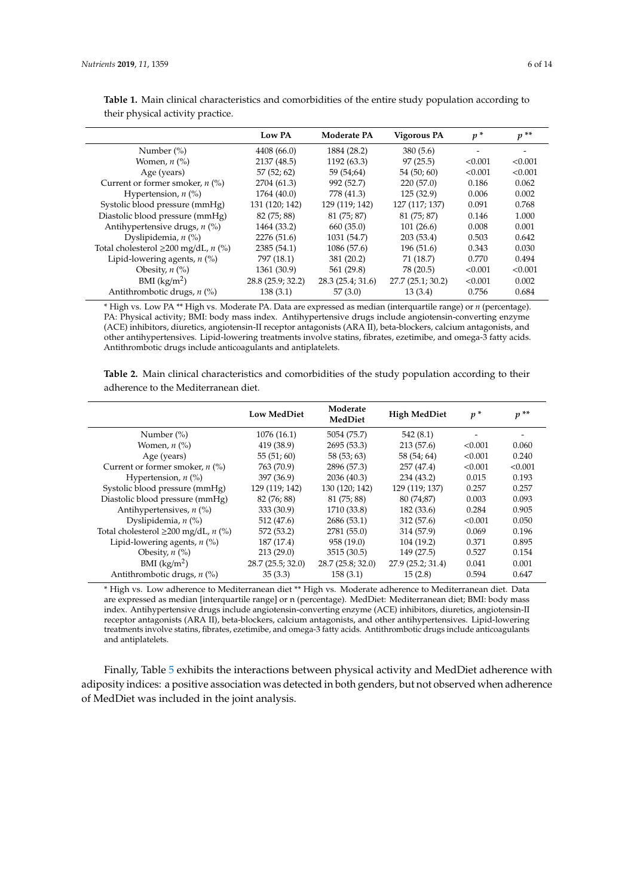**Table 1.** Main clinical characteristics and comorbidities of the entire study population according to their physical activity practice.

| | Low PA | Moderate PA | Vigorous PA | $p$ * | $p$ ** |
|---|---|---|---|---|---|
| Number (%) | 4408 (66.0) | 1884 (28.2) | 380 (5.6) | - | - |
| Women, $n$ (%) | 2137 (48.5) | 1192 (63.3) | 97 (25.5) | <0.001 | <0.001 |
| Age (years) | 57 (52; 62) | 59 (54;64) | 54 (50; 60) | <0.001 | <0.001 |
| Current or former smoker, $n$ (%) | 2704 (61.3) | 992 (52.7) | 220 (57.0) | 0.186 | 0.062 |
| Hypertension, $n$ (%) | 1764 (40.0) | 778 (41.3) | 125 (32.9) | 0.006 | 0.002 |
| Systolic blood pressure (mmHg) | 131 (120; 142) | 129 (119; 142) | 127 (117; 137) | 0.091 | 0.768 |
| Diastolic blood pressure (mmHg) | 82 (75; 88) | 81 (75; 87) | 81 (75; 87) | 0.146 | 1.000 |
| Antihypertensive drugs, $n$ (%) | 1464 (33.2) | 660 (35.0) | 101 (26.6) | 0.008 | 0.001 |
| Dyslipidemia, $n$ (%) | 2276 (51.6) | 1031 (54.7) | 203 (53.4) | 0.503 | 0.642 |
| Total cholesterol ≥200 mg/dL, $n$ (%) | 2385 (54.1) | 1086 (57.6) | 196 (51.6) | 0.343 | 0.030 |
| Lipid-lowering agents, $n$ (%) | 797 (18.1) | 381 (20.2) | 71 (18.7) | 0.770 | 0.494 |
| Obesity, $n$ (%) | 1361 (30.9) | 561 (29.8) | 78 (20.5) | <0.001 | <0.001 |
| BMI (kg/m$^2$) | 28.8 (25.9; 32.2) | 28.3 (25.4; 31.6) | 27.7 (25.1; 30.2) | <0.001 | 0.002 |
| Antithrombotic drugs, $n$ (%) | 138 (3.1) | 57 (3.0) | 13 (3.4) | 0.756 | 0.684 |

* High vs. Low PA ** High vs. Moderate PA. Data are expressed as median (interquartile range) or $n$ (percentage). PA: Physical activity; BMI: body mass index. Antihypertensive drugs include angiotensin-converting enzyme (ACE) inhibitors, diuretics, angiotensin-II receptor antagonists (ARA II), beta-blockers, calcium antagonists, and other antihypertensives. Lipid-lowering treatments involve statins, fibrates, ezetimibe, and omega-3 fatty acids. Antithrombotic drugs include anticoagulants and antiplatelets.

**Table 2.** Main clinical characteristics and comorbidities of the study population according to their adherence to the Mediterranean diet.

| | Low MedDiet | Moderate MedDiet | High MedDiet | $p$ * | $p$ ** |
|---|---|---|---|---|---|
| Number (%) | 1076 (16.1) | 5054 (75.7) | 542 (8.1) | - | - |
| Women, $n$ (%) | 419 (38.9) | 2695 (53.3) | 213 (57.6) | <0.001 | 0.060 |
| Age (years) | 55 (51; 60) | 58 (53; 63) | 58 (54; 64) | <0.001 | 0.240 |
| Current or former smoker, $n$ (%) | 763 (70.9) | 2896 (57.3) | 257 (47.4) | <0.001 | <0.001 |
| Hypertension, $n$ (%) | 397 (36.9) | 2036 (40.3) | 234 (43.2) | 0.015 | 0.193 |
| Systolic blood pressure (mmHg) | 129 (119; 142) | 130 (120; 142) | 129 (119; 137) | 0.257 | 0.257 |
| Diastolic blood pressure (mmHg) | 82 (76; 88) | 81 (75; 88) | 80 (74;87) | 0.003 | 0.093 |
| Antihypertensives, $n$ (%) | 333 (30.9) | 1710 (33.8) | 182 (33.6) | 0.284 | 0.905 |
| Dyslipidemia, $n$ (%) | 512 (47.6) | 2686 (53.1) | 312 (57.6) | <0.001 | 0.050 |
| Total cholesterol ≥200 mg/dL, $n$ (%) | 572 (53.2) | 2781 (55.0) | 314 (57.9) | 0.069 | 0.196 |
| Lipid-lowering agents, $n$ (%) | 187 (17.4) | 958 (19.0) | 104 (19.2) | 0.371 | 0.895 |
| Obesity, $n$ (%) | 213 (29.0) | 3515 (30.5) | 149 (27.5) | 0.527 | 0.154 |
| BMI (kg/m$^2$) | 28.7 (25.5; 32.0) | 28.7 (25.8; 32.0) | 27.9 (25.2; 31.4) | 0.041 | 0.001 |
| Antithrombotic drugs, $n$ (%) | 35 (3.3) | 158 (3.1) | 15 (2.8) | 0.594 | 0.647 |

* High vs. Low adherence to Mediterranean diet ** High vs. Moderate adherence to Mediterranean diet. Data are expressed as median [interquartile range] or n (percentage). MedDiet: Mediterranean diet; BMI: body mass index. Antihypertensive drugs include angiotensin-converting enzyme (ACE) inhibitors, diuretics, angiotensin-II receptor antagonists (ARA II), beta-blockers, calcium antagonists, and other antihypertensives. Lipid-lowering treatments involve statins, fibrates, ezetimibe, and omega-3 fatty acids. Antithrombotic drugs include anticoagulants and antiplatelets.

Finally, Table 5 exhibits the interactions between physical activity and MedDiet adherence with adiposity indices: a positive association was detected in both genders, but not observed when adherence of MedDiet was included in the joint analysis.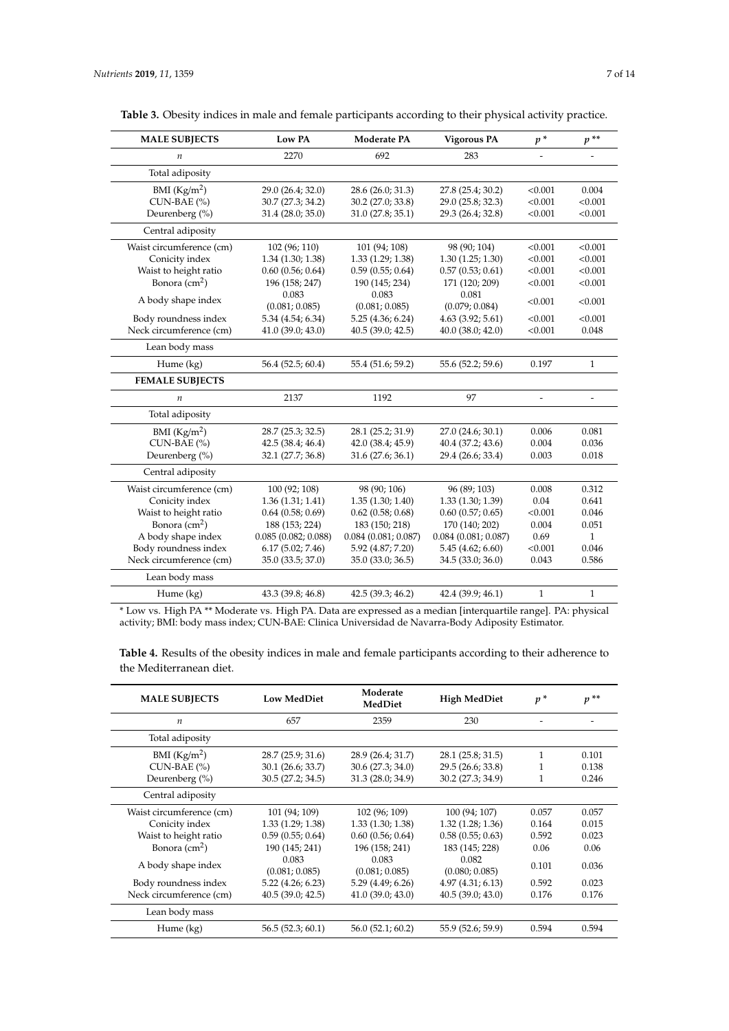**Table 3.** Obesity indices in male and female participants according to their physical activity practice.

| MALE SUBJECTS | Low PA | Moderate PA | Vigorous PA | $p$ * | $p$ ** |
|---|---|---|---|---|---|
| $n$ | 2270 | 692 | 283 | - | - |
| Total adiposity | | | | | |
| BMI (Kg/m$^2$) | 29.0 (26.4; 32.0) | 28.6 (26.0; 31.3) | 27.8 (25.4; 30.2) | <0.001 | 0.004 |
| CUN-BAE (%) | 30.7 (27.3; 34.2) | 30.2 (27.0; 33.8) | 29.0 (25.8; 32.3) | <0.001 | <0.001 |
| Deurenberg (%) | 31.4 (28.0; 35.0) | 31.0 (27.8; 35.1) | 29.3 (26.4; 32.8) | <0.001 | <0.001 |
| Central adiposity | | | | | |
| Waist circumference (cm) | 102 (96; 110) | 101 (94; 108) | 98 (90; 104) | <0.001 | <0.001 |
| Conicity index | 1.34 (1.30; 1.38) | 1.33 (1.29; 1.38) | 1.30 (1.25; 1.30) | <0.001 | <0.001 |
| Waist to height ratio | 0.60 (0.56; 0.64) | 0.59 (0.55; 0.64) | 0.57 (0.53; 0.61) | <0.001 | <0.001 |
| Bonora (cm$^2$) | 196 (158; 247) | 190 (145; 234) | 171 (120; 209) | <0.001 | <0.001 |
| A body shape index | 0.083 (0.081; 0.085) | 0.083 (0.081; 0.085) | 0.081 (0.079; 0.084) | <0.001 | <0.001 |
| Body roundness index | 5.34 (4.54; 6.34) | 5.25 (4.36; 6.24) | 4.63 (3.92; 5.61) | <0.001 | <0.001 |
| Neck circumference (cm) | 41.0 (39.0; 43.0) | 40.5 (39.0; 42.5) | 40.0 (38.0; 42.0) | <0.001 | 0.048 |
| Lean body mass | | | | | |
| Hume (kg) | 56.4 (52.5; 60.4) | 55.4 (51.6; 59.2) | 55.6 (52.2; 59.6) | 0.197 | 1 |
| **FEMALE SUBJECTS** | | | | | |
| $n$ | 2137 | 1192 | 97 | - | - |
| Total adiposity | | | | | |
| BMI (Kg/m$^2$) | 28.7 (25.3; 32.5) | 28.1 (25.2; 31.9) | 27.0 (24.6; 30.1) | 0.006 | 0.081 |
| CUN-BAE (%) | 42.5 (38.4; 46.4) | 42.0 (38.4; 45.9) | 40.4 (37.2; 43.6) | 0.004 | 0.036 |
| Deurenberg (%) | 32.1 (27.7; 36.8) | 31.6 (27.6; 36.1) | 29.4 (26.6; 33.4) | 0.003 | 0.018 |
| Central adiposity | | | | | |
| Waist circumference (cm) | 100 (92; 108) | 98 (90; 106) | 96 (89; 103) | 0.008 | 0.312 |
| Conicity index | 1.36 (1.31; 1.41) | 1.35 (1.30; 1.40) | 1.33 (1.30; 1.39) | 0.04 | 0.641 |
| Waist to height ratio | 0.64 (0.58; 0.69) | 0.62 (0.58; 0.68) | 0.60 (0.57; 0.65) | <0.001 | 0.046 |
| Bonora (cm$^2$) | 188 (153; 224) | 183 (150; 218) | 170 (140; 202) | 0.004 | 0.051 |
| A body shape index | 0.085 (0.082; 0.088) | 0.084 (0.081; 0.087) | 0.084 (0.081; 0.087) | 0.69 | 1 |
| Body roundness index | 6.17 (5.02; 7.46) | 5.92 (4.87; 7.20) | 5.45 (4.62; 6.60) | <0.001 | 0.046 |
| Neck circumference (cm) | 35.0 (33.5; 37.0) | 35.0 (33.0; 36.5) | 34.5 (33.0; 36.0) | 0.043 | 0.586 |
| Lean body mass | | | | | |
| Hume (kg) | 43.3 (39.8; 46.8) | 42.5 (39.3; 46.2) | 42.4 (39.9; 46.1) | 1 | 1 |

* Low vs. High PA ** Moderate vs. High PA. Data are expressed as a median [interquartile range]. PA: physical activity; BMI: body mass index; CUN-BAE: Clinica Universidad de Navarra-Body Adiposity Estimator.

**Table 4.** Results of the obesity indices in male and female participants according to their adherence to the Mediterranean diet.

| MALE SUBJECTS | Low MedDiet | Moderate MedDiet | High MedDiet | $p$ * | $p$ ** |
|---|---|---|---|---|---|
| $n$ | 657 | 2359 | 230 | - | - |
| Total adiposity | | | | | |
| BMI (Kg/m$^2$) | 28.7 (25.9; 31.6) | 28.9 (26.4; 31.7) | 28.1 (25.8; 31.5) | 1 | 0.101 |
| CUN-BAE (%) | 30.1 (26.6; 33.7) | 30.6 (27.3; 34.0) | 29.5 (26.6; 33.8) | 1 | 0.138 |
| Deurenberg (%) | 30.5 (27.2; 34.5) | 31.3 (28.0; 34.9) | 30.2 (27.3; 34.9) | 1 | 0.246 |
| Central adiposity | | | | | |
| Waist circumference (cm) | 101 (94; 109) | 102 (96; 109) | 100 (94; 107) | 0.057 | 0.057 |
| Conicity index | 1.33 (1.29; 1.38) | 1.33 (1.30; 1.38) | 1.32 (1.28; 1.36) | 0.164 | 0.015 |
| Waist to height ratio | 0.59 (0.55; 0.64) | 0.60 (0.56; 0.64) | 0.58 (0.55; 0.63) | 0.592 | 0.023 |
| Bonora (cm$^2$) | 190 (145; 241) | 196 (158; 241) | 183 (145; 228) | 0.06 | 0.06 |
| A body shape index | 0.083 (0.081; 0.085) | 0.083 (0.081; 0.085) | 0.082 (0.080; 0.085) | 0.101 | 0.036 |
| Body roundness index | 5.22 (4.26; 6.23) | 5.29 (4.49; 6.26) | 4.97 (4.31; 6.13) | 0.592 | 0.023 |
| Neck circumference (cm) | 40.5 (39.0; 42.5) | 41.0 (39.0; 43.0) | 40.5 (39.0; 43.0) | 0.176 | 0.176 |
| Lean body mass | | | | | |
| Hume (kg) | 56.5 (52.3; 60.1) | 56.0 (52.1; 60.2) | 55.9 (52.6; 59.9) | 0.594 | 0.594 |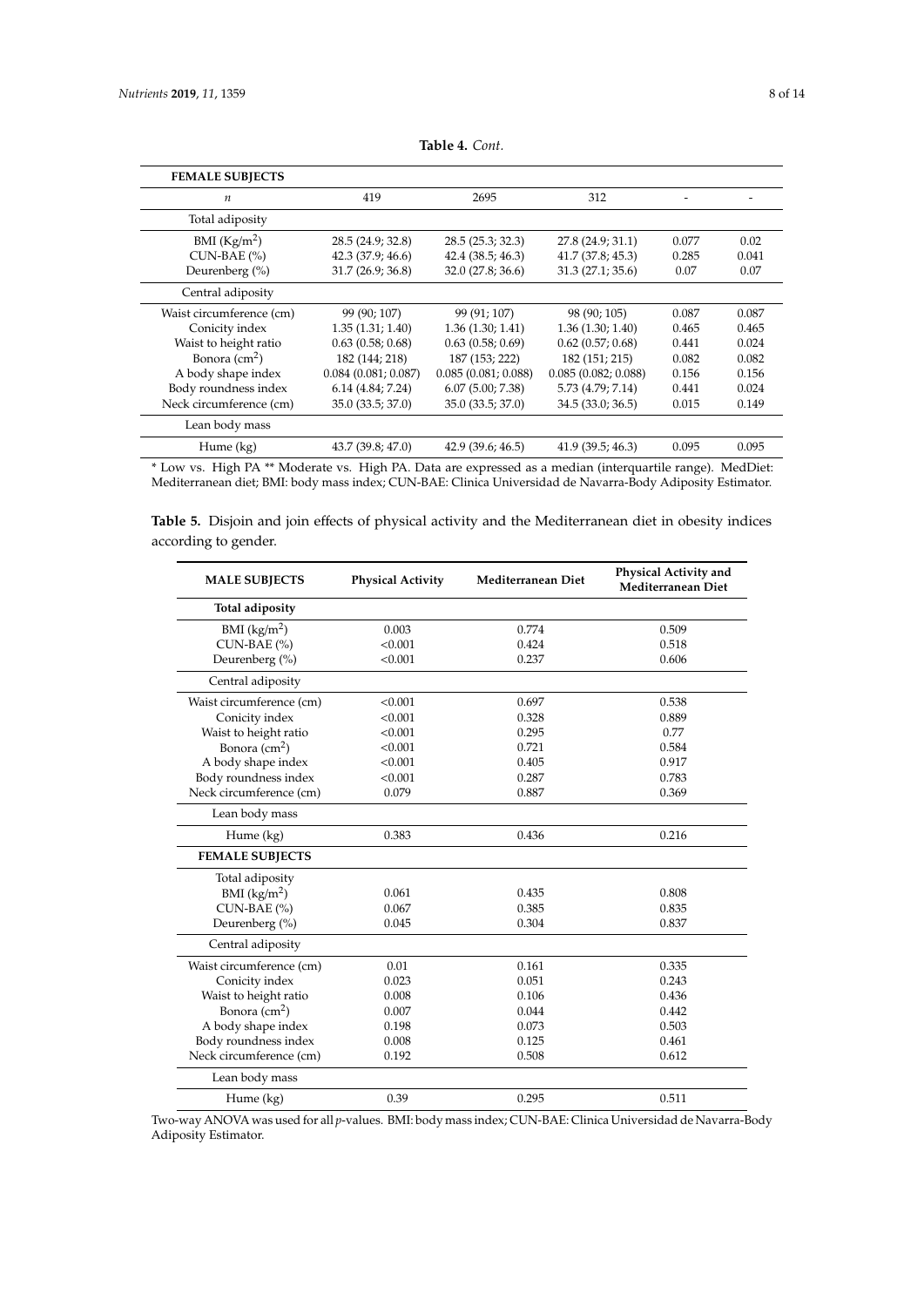**Table 4.** *Cont.*

| FEMALE SUBJECTS | | | | | |
|---|---|---|---|---|---|
| *n* | 419 | 2695 | 312 | - | - |
| Total adiposity | | | | | |
| BMI (Kg/m$^2$) | 28.5 (24.9; 32.8) | 28.5 (25.3; 32.3) | 27.8 (24.9; 31.1) | 0.077 | 0.02 |
| CUN-BAE (%) | 42.3 (37.9; 46.6) | 42.4 (38.5; 46.3) | 41.7 (37.8; 45.3) | 0.285 | 0.041 |
| Deurenberg (%) | 31.7 (26.9; 36.8) | 32.0 (27.8; 36.6) | 31.3 (27.1; 35.6) | 0.07 | 0.07 |
| Central adiposity | | | | | |
| Waist circumference (cm) | 99 (90; 107) | 99 (91; 107) | 98 (90; 105) | 0.087 | 0.087 |
| Conicity index | 1.35 (1.31; 1.40) | 1.36 (1.30; 1.41) | 1.36 (1.30; 1.40) | 0.465 | 0.465 |
| Waist to height ratio | 0.63 (0.58; 0.68) | 0.63 (0.58; 0.69) | 0.62 (0.57; 0.68) | 0.441 | 0.024 |
| Bonora (cm$^2$) | 182 (144; 218) | 187 (153; 222) | 182 (151; 215) | 0.082 | 0.082 |
| A body shape index | 0.084 (0.081; 0.087) | 0.085 (0.081; 0.088) | 0.085 (0.082; 0.088) | 0.156 | 0.156 |
| Body roundness index | 6.14 (4.84; 7.24) | 6.07 (5.00; 7.38) | 5.73 (4.79; 7.14) | 0.441 | 0.024 |
| Neck circumference (cm) | 35.0 (33.5; 37.0) | 35.0 (33.5; 37.0) | 34.5 (33.0; 36.5) | 0.015 | 0.149 |
| Lean body mass | | | | | |
| Hume (kg) | 43.7 (39.8; 47.0) | 42.9 (39.6; 46.5) | 41.9 (39.5; 46.3) | 0.095 | 0.095 |

\* Low vs. High PA \*\* Moderate vs. High PA. Data are expressed as a median (interquartile range). MedDiet: Mediterranean diet; BMI: body mass index; CUN-BAE: Clinica Universidad de Navarra-Body Adiposity Estimator.

**Table 5.** Disjoin and join effects of physical activity and the Mediterranean diet in obesity indices according to gender.

| MALE SUBJECTS | Physical Activity | Mediterranean Diet | Physical Activity and Mediterranean Diet |
|---|---|---|---|
| **Total adiposity** | | | |
| BMI (kg/m$^2$) | 0.003 | 0.774 | 0.509 |
| CUN-BAE (%) | <0.001 | 0.424 | 0.518 |
| Deurenberg (%) | <0.001 | 0.237 | 0.606 |
| Central adiposity | | | |
| Waist circumference (cm) | <0.001 | 0.697 | 0.538 |
| Conicity index | <0.001 | 0.328 | 0.889 |
| Waist to height ratio | <0.001 | 0.295 | 0.77 |
| Bonora (cm$^2$) | <0.001 | 0.721 | 0.584 |
| A body shape index | <0.001 | 0.405 | 0.917 |
| Body roundness index | <0.001 | 0.287 | 0.783 |
| Neck circumference (cm) | 0.079 | 0.887 | 0.369 |
| Lean body mass | | | |
| Hume (kg) | 0.383 | 0.436 | 0.216 |
| **FEMALE SUBJECTS** | | | |
| Total adiposity | | | |
| BMI (kg/m$^2$) | 0.061 | 0.435 | 0.808 |
| CUN-BAE (%) | 0.067 | 0.385 | 0.835 |
| Deurenberg (%) | 0.045 | 0.304 | 0.837 |
| Central adiposity | | | |
| Waist circumference (cm) | 0.01 | 0.161 | 0.335 |
| Conicity index | 0.023 | 0.051 | 0.243 |
| Waist to height ratio | 0.008 | 0.106 | 0.436 |
| Bonora (cm$^2$) | 0.007 | 0.044 | 0.442 |
| A body shape index | 0.198 | 0.073 | 0.503 |
| Body roundness index | 0.008 | 0.125 | 0.461 |
| Neck circumference (cm) | 0.192 | 0.508 | 0.612 |
| Lean body mass | | | |
| Hume (kg) | 0.39 | 0.295 | 0.511 |

Two-way ANOVA was used for all $p$-values. BMI: body mass index; CUN-BAE: Clinica Universidad de Navarra-Body Adiposity Estimator.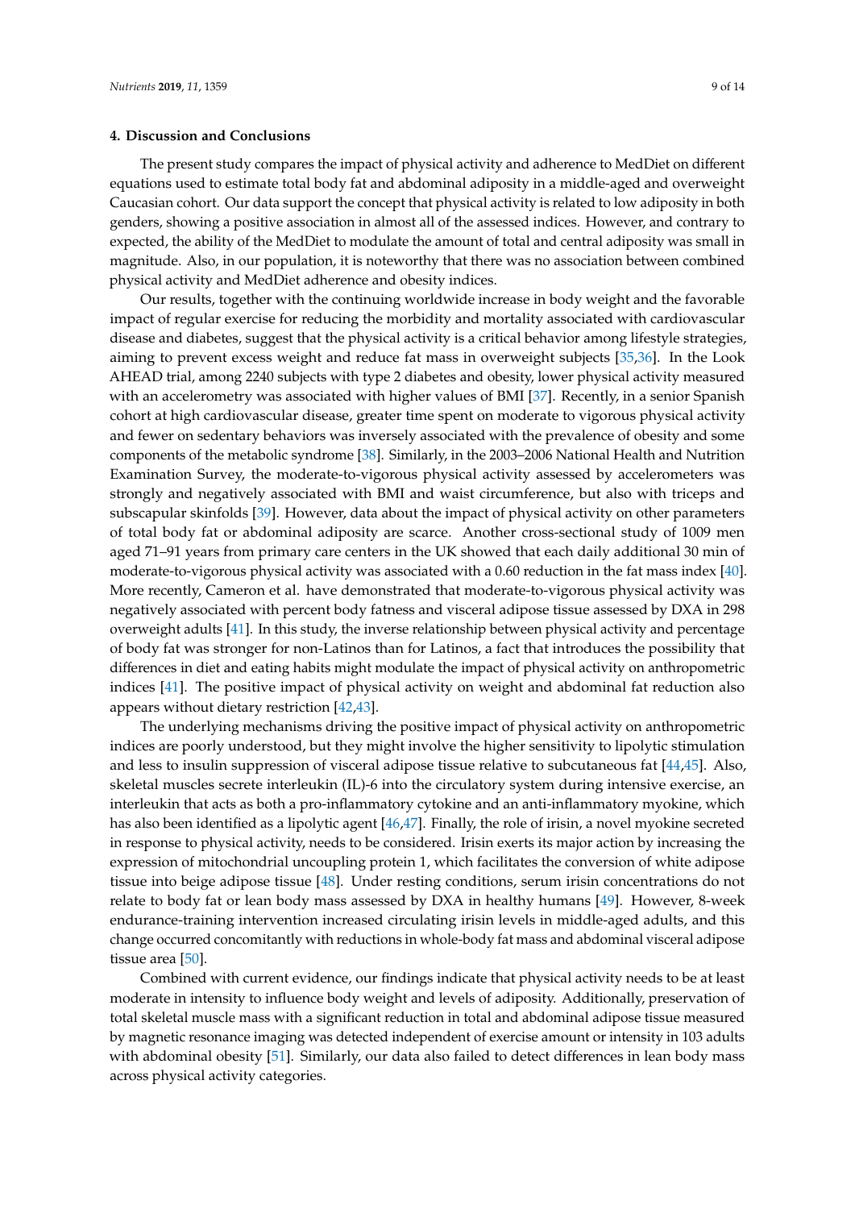## 4. Discussion and Conclusions

The present study compares the impact of physical activity and adherence to MedDiet on different equations used to estimate total body fat and abdominal adiposity in a middle-aged and overweight Caucasian cohort. Our data support the concept that physical activity is related to low adiposity in both genders, showing a positive association in almost all of the assessed indices. However, and contrary to expected, the ability of the MedDiet to modulate the amount of total and central adiposity was small in magnitude. Also, in our population, it is noteworthy that there was no association between combined physical activity and MedDiet adherence and obesity indices.

Our results, together with the continuing worldwide increase in body weight and the favorable impact of regular exercise for reducing the morbidity and mortality associated with cardiovascular disease and diabetes, suggest that the physical activity is a critical behavior among lifestyle strategies, aiming to prevent excess weight and reduce fat mass in overweight subjects [35,36]. In the Look AHEAD trial, among 2240 subjects with type 2 diabetes and obesity, lower physical activity measured with an accelerometry was associated with higher values of BMI [37]. Recently, in a senior Spanish cohort at high cardiovascular disease, greater time spent on moderate to vigorous physical activity and fewer on sedentary behaviors was inversely associated with the prevalence of obesity and some components of the metabolic syndrome [38]. Similarly, in the 2003–2006 National Health and Nutrition Examination Survey, the moderate-to-vigorous physical activity assessed by accelerometers was strongly and negatively associated with BMI and waist circumference, but also with triceps and subscapular skinfolds [39]. However, data about the impact of physical activity on other parameters of total body fat or abdominal adiposity are scarce. Another cross-sectional study of 1009 men aged 71–91 years from primary care centers in the UK showed that each daily additional 30 min of moderate-to-vigorous physical activity was associated with a 0.60 reduction in the fat mass index [40]. More recently, Cameron et al. have demonstrated that moderate-to-vigorous physical activity was negatively associated with percent body fatness and visceral adipose tissue assessed by DXA in 298 overweight adults [41]. In this study, the inverse relationship between physical activity and percentage of body fat was stronger for non-Latinos than for Latinos, a fact that introduces the possibility that differences in diet and eating habits might modulate the impact of physical activity on anthropometric indices [41]. The positive impact of physical activity on weight and abdominal fat reduction also appears without dietary restriction [42,43].

The underlying mechanisms driving the positive impact of physical activity on anthropometric indices are poorly understood, but they might involve the higher sensitivity to lipolytic stimulation and less to insulin suppression of visceral adipose tissue relative to subcutaneous fat [44,45]. Also, skeletal muscles secrete interleukin (IL)-6 into the circulatory system during intensive exercise, an interleukin that acts as both a pro-inflammatory cytokine and an anti-inflammatory myokine, which has also been identified as a lipolytic agent [46,47]. Finally, the role of irisin, a novel myokine secreted in response to physical activity, needs to be considered. Irisin exerts its major action by increasing the expression of mitochondrial uncoupling protein 1, which facilitates the conversion of white adipose tissue into beige adipose tissue [48]. Under resting conditions, serum irisin concentrations do not relate to body fat or lean body mass assessed by DXA in healthy humans [49]. However, 8-week endurance-training intervention increased circulating irisin levels in middle-aged adults, and this change occurred concomitantly with reductions in whole-body fat mass and abdominal visceral adipose tissue area [50].

Combined with current evidence, our findings indicate that physical activity needs to be at least moderate in intensity to influence body weight and levels of adiposity. Additionally, preservation of total skeletal muscle mass with a significant reduction in total and abdominal adipose tissue measured by magnetic resonance imaging was detected independent of exercise amount or intensity in 103 adults with abdominal obesity [51]. Similarly, our data also failed to detect differences in lean body mass across physical activity categories.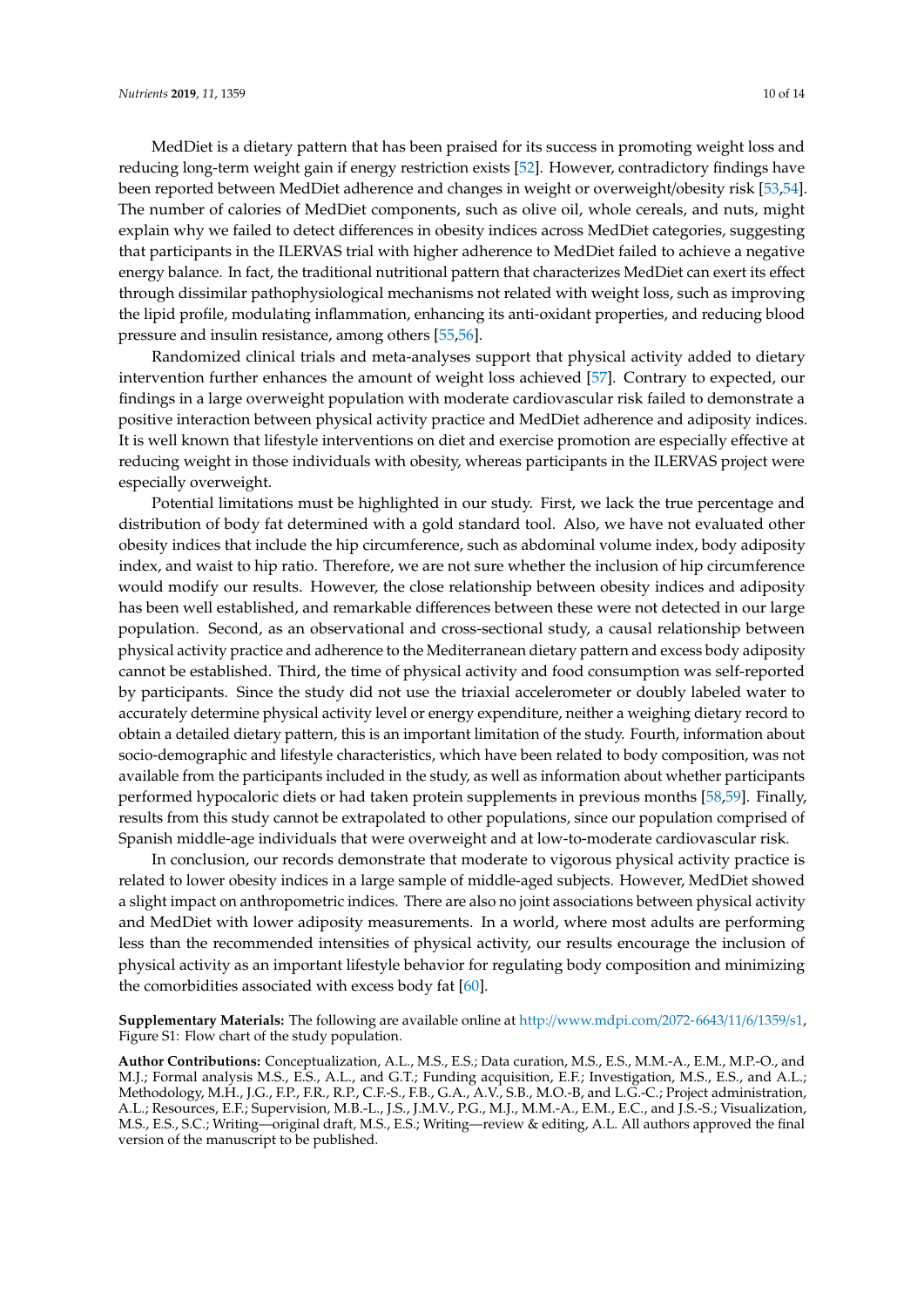MedDiet is a dietary pattern that has been praised for its success in promoting weight loss and reducing long-term weight gain if energy restriction exists [52]. However, contradictory findings have been reported between MedDiet adherence and changes in weight or overweight/obesity risk [53,54]. The number of calories of MedDiet components, such as olive oil, whole cereals, and nuts, might explain why we failed to detect differences in obesity indices across MedDiet categories, suggesting that participants in the ILERVAS trial with higher adherence to MedDiet failed to achieve a negative energy balance. In fact, the traditional nutritional pattern that characterizes MedDiet can exert its effect through dissimilar pathophysiological mechanisms not related with weight loss, such as improving the lipid profile, modulating inflammation, enhancing its anti-oxidant properties, and reducing blood pressure and insulin resistance, among others [55,56].

Randomized clinical trials and meta-analyses support that physical activity added to dietary intervention further enhances the amount of weight loss achieved [57]. Contrary to expected, our findings in a large overweight population with moderate cardiovascular risk failed to demonstrate a positive interaction between physical activity practice and MedDiet adherence and adiposity indices. It is well known that lifestyle interventions on diet and exercise promotion are especially effective at reducing weight in those individuals with obesity, whereas participants in the ILERVAS project were especially overweight.

Potential limitations must be highlighted in our study. First, we lack the true percentage and distribution of body fat determined with a gold standard tool. Also, we have not evaluated other obesity indices that include the hip circumference, such as abdominal volume index, body adiposity index, and waist to hip ratio. Therefore, we are not sure whether the inclusion of hip circumference would modify our results. However, the close relationship between obesity indices and adiposity has been well established, and remarkable differences between these were not detected in our large population. Second, as an observational and cross-sectional study, a causal relationship between physical activity practice and adherence to the Mediterranean dietary pattern and excess body adiposity cannot be established. Third, the time of physical activity and food consumption was self-reported by participants. Since the study did not use the triaxial accelerometer or doubly labeled water to accurately determine physical activity level or energy expenditure, neither a weighing dietary record to obtain a detailed dietary pattern, this is an important limitation of the study. Fourth, information about socio-demographic and lifestyle characteristics, which have been related to body composition, was not available from the participants included in the study, as well as information about whether participants performed hypocaloric diets or had taken protein supplements in previous months [58,59]. Finally, results from this study cannot be extrapolated to other populations, since our population comprised of Spanish middle-age individuals that were overweight and at low-to-moderate cardiovascular risk.

In conclusion, our records demonstrate that moderate to vigorous physical activity practice is related to lower obesity indices in a large sample of middle-aged subjects. However, MedDiet showed a slight impact on anthropometric indices. There are also no joint associations between physical activity and MedDiet with lower adiposity measurements. In a world, where most adults are performing less than the recommended intensities of physical activity, our results encourage the inclusion of physical activity as an important lifestyle behavior for regulating body composition and minimizing the comorbidities associated with excess body fat [60].

**Supplementary Materials:** The following are available online at http://www.mdpi.com/2072-6643/11/6/1359/s1, Figure S1: Flow chart of the study population.

**Author Contributions:** Conceptualization, A.L., M.S., E.S.; Data curation, M.S., E.S., M.M.-A., E.M., M.P.-O., and M.J.; Formal analysis M.S., E.S., A.L., and G.T.; Funding acquisition, E.F.; Investigation, M.S., E.S., and A.L.; Methodology, M.H., J.G., F.P., F.R., R.P., C.F.-S., F.B., G.A., A.V., S.B., M.O.-B, and L.G.-C.; Project administration, A.L.; Resources, E.F.; Supervision, M.B.-L., J.S., J.M.V., P.G., M.J., M.M.-A., E.M., E.C., and J.S.-S.; Visualization, M.S., E.S., S.C.; Writing—original draft, M.S., E.S.; Writing—review & editing, A.L. All authors approved the final version of the manuscript to be published.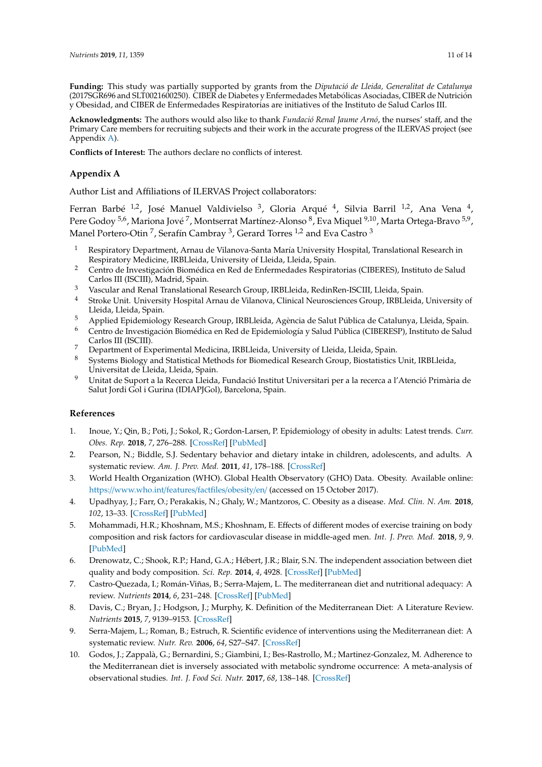**Funding:** This study was partially supported by grants from the *Diputació de Lleida, Generalitat de Catalunya* (2017SGR696 and SLT0021600250). CIBER de Diabetes y Enfermedades Metabólicas Asociadas, CIBER de Nutrición y Obesidad, and CIBER de Enfermedades Respiratorias are initiatives of the Instituto de Salud Carlos III.

**Acknowledgments:** The authors would also like to thank *Fundació Renal Jaume Arnó*, the nurses' staff, and the Primary Care members for recruiting subjects and their work in the accurate progress of the ILERVAS project (see Appendix A).

**Conflicts of Interest:** The authors declare no conflicts of interest.

## Appendix A

Author List and Affiliations of ILERVAS Project collaborators:

Ferran Barbé [1,2], José Manuel Valdivielso [3], Gloria Arqué [4], Silvia Barril [1,2], Ana Vena [4], Pere Godoy [5,6], Mariona Jové [7], Montserrat Martínez-Alonso [8], Eva Miquel [9,10], Marta Ortega-Bravo [5,9], Manel Portero-Otin [7], Serafín Cambray [3], Gerard Torres [1,2] and Eva Castro [3]

1. Respiratory Department, Arnau de Vilanova-Santa María University Hospital, Translational Research in Respiratory Medicine, IRBLleida, University of Lleida, Lleida, Spain.
2. Centro de Investigación Biomédica en Red de Enfermedades Respiratorias (CIBERES), Instituto de Salud Carlos III (ISCIII), Madrid, Spain.
3. Vascular and Renal Translational Research Group, IRBLleida, RedinRen-ISCIII, Lleida, Spain.
4. Stroke Unit. University Hospital Arnau de Vilanova, Clinical Neurosciences Group, IRBLleida, University of Lleida, Lleida, Spain.
5. Applied Epidemiology Research Group, IRBLleida, Agència de Salut Pública de Catalunya, Lleida, Spain.
6. Centro de Investigación Biomédica en Red de Epidemiología y Salud Pública (CIBERESP), Instituto de Salud Carlos III (ISCIII).
7. Department of Experimental Medicina, IRBLleida, University of Lleida, Lleida, Spain.
8. Systems Biology and Statistical Methods for Biomedical Research Group, IRBLleida, Biostatistics Unit, IRBLleida, Universitat de Lleida, Lleida, Spain.
9. Unitat de Suport a la Recerca Lleida, Fundació Institut Universitari per a la recerca a l'Atenció Primària de Salut Jordi Gol i Gurina (IDIAPJGol), Barcelona, Spain.

## References

1. Inoue, Y.; Qin, B.; Poti, J.; Sokol, R.; Gordon-Larsen, P. Epidemiology of obesity in adults: Latest trends. *Curr. Obes. Rep.* **2018**, *7*, 276–288. [CrossRef] [PubMed]
2. Pearson, N.; Biddle, S.J. Sedentary behavior and dietary intake in children, adolescents, and adults. A systematic review. *Am. J. Prev. Med.* **2011**, *41*, 178–188. [CrossRef]
3. World Health Organization (WHO). Global Health Observatory (GHO) Data. Obesity. Available online: https://www.who.int/features/factfiles/obesity/en/ (accessed on 15 October 2017).
4. Upadhyay, J.; Farr, O.; Perakakis, N.; Ghaly, W.; Mantzoros, C. Obesity as a disease. *Med. Clin. N. Am.* **2018**, *102*, 13–33. [CrossRef] [PubMed]
5. Mohammadi, H.R.; Khoshnam, M.S.; Khoshnam, E. Effects of different modes of exercise training on body composition and risk factors for cardiovascular disease in middle-aged men. *Int. J. Prev. Med.* **2018**, *9*, 9. [PubMed]
6. Drenowatz, C.; Shook, R.P.; Hand, G.A.; Hébert, J.R.; Blair, S.N. The independent association between diet quality and body composition. *Sci. Rep.* **2014**, *4*, 4928. [CrossRef] [PubMed]
7. Castro-Quezada, I.; Román-Viñas, B.; Serra-Majem, L. The mediterranean diet and nutritional adequacy: A review. *Nutrients* **2014**, *6*, 231–248. [CrossRef] [PubMed]
8. Davis, C.; Bryan, J.; Hodgson, J.; Murphy, K. Definition of the Mediterranean Diet: A Literature Review. *Nutrients* **2015**, *7*, 9139–9153. [CrossRef]
9. Serra-Majem, L.; Roman, B.; Estruch, R. Scientific evidence of interventions using the Mediterranean diet: A systematic review. *Nutr. Rev.* **2006**, *64*, S27–S47. [CrossRef]
10. Godos, J.; Zappalà, G.; Bernardini, S.; Giambini, I.; Bes-Rastrollo, M.; Martinez-Gonzalez, M. Adherence to the Mediterranean diet is inversely associated with metabolic syndrome occurrence: A meta-analysis of observational studies. *Int. J. Food Sci. Nutr.* **2017**, *68*, 138–148. [CrossRef]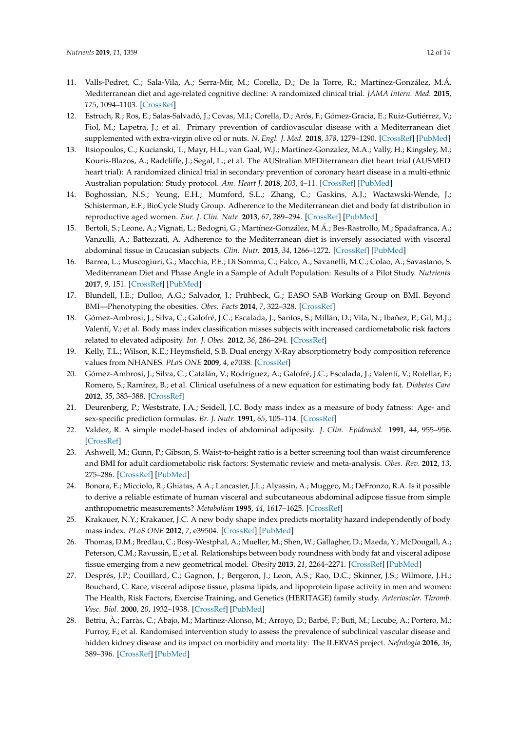11. Valls-Pedret, C.; Sala-Vila, A.; Serra-Mir, M.; Corella, D.; De la Torre, R.; Martínez-González, M.Á. Mediterranean diet and age-related cognitive decline: A randomized clinical trial. *JAMA Intern. Med.* **2015**, *175*, 1094–1103. [CrossRef]
12. Estruch, R.; Ros, E.; Salas-Salvadó, J.; Covas, M.I.; Corella, D.; Arós, F.; Gómez-Gracia, E.; Ruiz-Gutiérrez, V.; Fiol, M.; Lapetra, J.; et al. Primary prevention of cardiovascular disease with a Mediterranean diet supplemented with extra-virgin olive oil or nuts. *N. Engl. J. Med.* **2018**, *378*, 1279–1290. [CrossRef] [PubMed]
13. Itsiopoulos, C.; Kucianski, T.; Mayr, H.L.; van Gaal, W.J.; Martinez-Gonzalez, M.A.; Vally, H.; Kingsley, M.; Kouris-Blazos, A.; Radcliffe, J.; Segal, L.; et al. The AUStralian MEDiterranean diet heart trial (AUSMED heart trial): A randomized clinical trial in secondary prevention of coronary heart disease in a multi-ethnic Australian population: Study protocol. *Am. Heart J.* **2018**, *203*, 4–11. [CrossRef] [PubMed]
14. Boghossian, N.S.; Yeung, E.H.; Mumford, S.L.; Zhang, C.; Gaskins, A.J.; Wactawski-Wende, J.; Schisterman, E.F.; BioCycle Study Group. Adherence to the Mediterranean diet and body fat distribution in reproductive aged women. *Eur. J. Clin. Nutr.* **2013**, *67*, 289–294. [CrossRef] [PubMed]
15. Bertoli, S.; Leone, A.; Vignati, L.; Bedogni, G.; Martínez-González, M.Á.; Bes-Rastrollo, M.; Spadafranca, A.; Vanzulli, A.; Battezzati, A. Adherence to the Mediterranean diet is inversely associated with visceral abdominal tissue in Caucasian subjects. *Clin. Nutr.* **2015**, *34*, 1266–1272. [CrossRef] [PubMed]
16. Barrea, L.; Muscogiuri, G.; Macchia, P.E.; Di Somma, C.; Falco, A.; Savanelli, M.C.; Colao, A.; Savastano, S. Mediterranean Diet and Phase Angle in a Sample of Adult Population: Results of a Pilot Study. *Nutrients* **2017**, *9*, 151. [CrossRef] [PubMed]
17. Blundell, J.E.; Dulloo, A.G.; Salvador, J.; Frühbeck, G.; EASO SAB Working Group on BMI. Beyond BMI—Phenotyping the obesities. *Obes. Facts* **2014**, *7*, 322–328. [CrossRef]
18. Gómez-Ambrosi, J.; Silva, C.; Galofré, J.C.; Escalada, J.; Santos, S.; Millán, D.; Vila, N.; Ibañez, P.; Gil, M.J.; Valentí, V.; et al. Body mass index classification misses subjects with increased cardiometabolic risk factors related to elevated adiposity. *Int. J. Obes.* **2012**, *36*, 286–294. [CrossRef]
19. Kelly, T.L.; Wilson, K.E.; Heymsfield, S.B. Dual energy X-Ray absorptiometry body composition reference values from NHANES. *PLoS ONE* **2009**, *4*, e7038. [CrossRef]
20. Gómez-Ambrosi, J.; Silva, C.; Catalán, V.; Rodríguez, A.; Galofré, J.C.; Escalada, J.; Valentí, V.; Rotellar, F.; Romero, S.; Ramírez, B.; et al. Clinical usefulness of a new equation for estimating body fat. *Diabetes Care* **2012**, *35*, 383–388. [CrossRef]
21. Deurenberg, P.; Weststrate, J.A.; Seidell, J.C. Body mass index as a measure of body fatness: Age- and sex-specific prediction formulas. *Br. J. Nutr.* **1991**, *65*, 105–114. [CrossRef]
22. Valdez, R. A simple model-based index of abdominal adiposity. *J. Clin. Epidemiol.* **1991**, *44*, 955–956. [CrossRef]
23. Ashwell, M.; Gunn, P.; Gibson, S. Waist-to-height ratio is a better screening tool than waist circumference and BMI for adult cardiometabolic risk factors: Systematic review and meta-analysis. *Obes. Rev.* **2012**, *13*, 275–286. [CrossRef] [PubMed]
24. Bonora, E.; Micciolo, R.; Ghiatas, A.A.; Lancaster, J.L.; Alyassin, A.; Muggeo, M.; DeFronzo, R.A. Is it possible to derive a reliable estimate of human visceral and subcutaneous abdominal adipose tissue from simple anthropometric measurements? *Metabolism* **1995**, *44*, 1617–1625. [CrossRef]
25. Krakauer, N.Y.; Krakauer, J.C. A new body shape index predicts mortality hazard independently of body mass index. *PLoS ONE* **2012**, *7*, e39504. [CrossRef] [PubMed]
26. Thomas, D.M.; Bredlau, C.; Bosy-Westphal, A.; Mueller, M.; Shen, W.; Gallagher, D.; Maeda, Y.; McDougall, A.; Peterson, C.M.; Ravussin, E.; et al. Relationships between body roundness with body fat and visceral adipose tissue emerging from a new geometrical model. *Obesity* **2013**, *21*, 2264–2271. [CrossRef] [PubMed]
27. Després, J.P.; Couillard, C.; Gagnon, J.; Bergeron, J.; Leon, A.S.; Rao, D.C.; Skinner, J.S.; Wilmore, J.H.; Bouchard, C. Race, visceral adipose tissue, plasma lipids, and lipoprotein lipase activity in men and women: The Health, Risk Factors, Exercise Training, and Genetics (HERITAGE) family study. *Arterioscler. Thromb. Vasc. Biol.* **2000**, *20*, 1932–1938. [CrossRef] [PubMed]
28. Betriu, À.; Farràs, C.; Abajo, M.; Martinez-Alonso, M.; Arroyo, D.; Barbé, F.; Buti, M.; Lecube, A.; Portero, M.; Purroy, F.; et al. Randomised intervention study to assess the prevalence of subclinical vascular disease and hidden kidney disease and its impact on morbidity and mortality: The ILERVAS project. *Nefrologia* **2016**, *36*, 389–396. [CrossRef] [PubMed]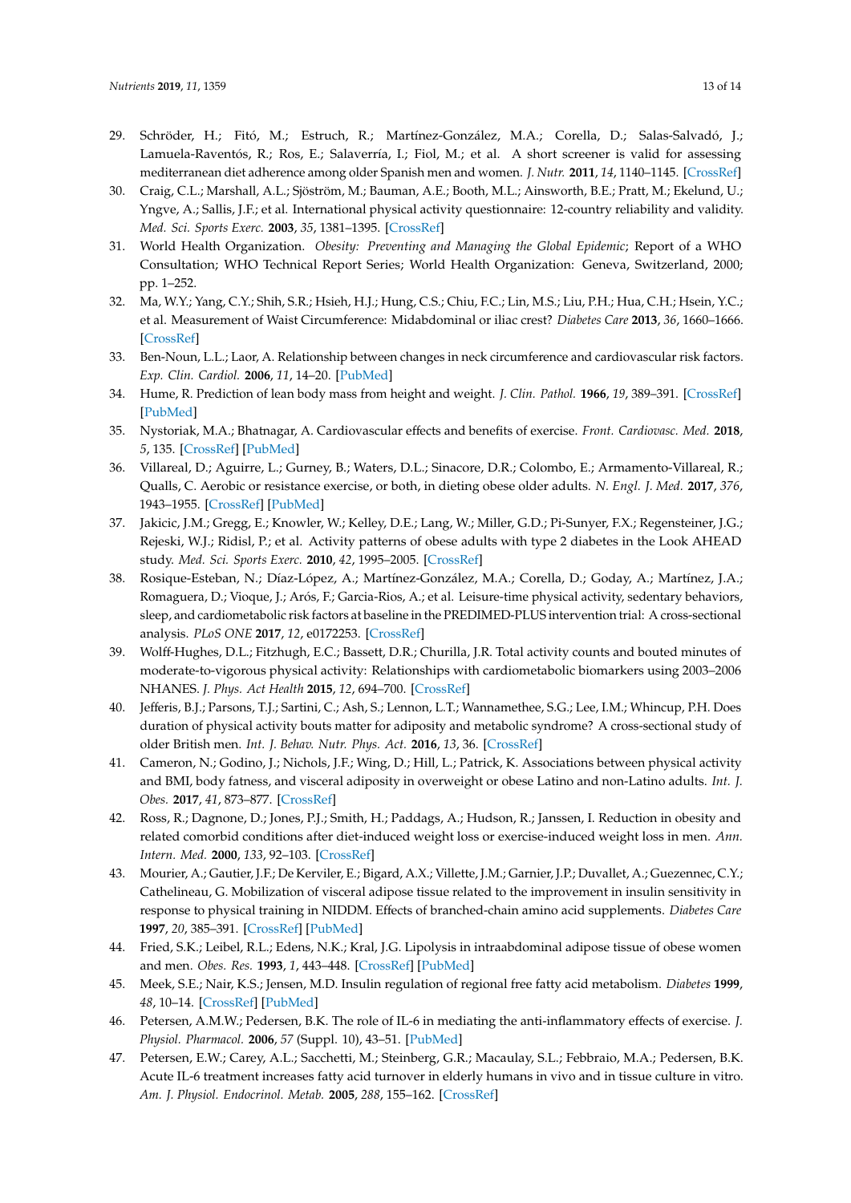29. Schröder, H.; Fitó, M.; Estruch, R.; Martínez-González, M.A.; Corella, D.; Salas-Salvadó, J.; Lamuela-Raventós, R.; Ros, E.; Salaverría, I.; Fiol, M.; et al. A short screener is valid for assessing mediterranean diet adherence among older Spanish men and women. *J. Nutr.* **2011**, *14*, 1140–1145. [CrossRef]
30. Craig, C.L.; Marshall, A.L.; Sjöström, M.; Bauman, A.E.; Booth, M.L.; Ainsworth, B.E.; Pratt, M.; Ekelund, U.; Yngve, A.; Sallis, J.F.; et al. International physical activity questionnaire: 12-country reliability and validity. *Med. Sci. Sports Exerc.* **2003**, *35*, 1381–1395. [CrossRef]
31. World Health Organization. *Obesity: Preventing and Managing the Global Epidemic*; Report of a WHO Consultation; WHO Technical Report Series; World Health Organization: Geneva, Switzerland, 2000; pp. 1–252.
32. Ma, W.Y.; Yang, C.Y.; Shih, S.R.; Hsieh, H.J.; Hung, C.S.; Chiu, F.C.; Lin, M.S.; Liu, P.H.; Hua, C.H.; Hsein, Y.C.; et al. Measurement of Waist Circumference: Midabdominal or iliac crest? *Diabetes Care* **2013**, *36*, 1660–1666. [CrossRef]
33. Ben-Noun, L.L.; Laor, A. Relationship between changes in neck circumference and cardiovascular risk factors. *Exp. Clin. Cardiol.* **2006**, *11*, 14–20. [PubMed]
34. Hume, R. Prediction of lean body mass from height and weight. *J. Clin. Pathol.* **1966**, *19*, 389–391. [CrossRef] [PubMed]
35. Nystoriak, M.A.; Bhatnagar, A. Cardiovascular effects and benefits of exercise. *Front. Cardiovasc. Med.* **2018**, *5*, 135. [CrossRef] [PubMed]
36. Villareal, D.; Aguirre, L.; Gurney, B.; Waters, D.L.; Sinacore, D.R.; Colombo, E.; Armamento-Villareal, R.; Qualls, C. Aerobic or resistance exercise, or both, in dieting obese older adults. *N. Engl. J. Med.* **2017**, *376*, 1943–1955. [CrossRef] [PubMed]
37. Jakicic, J.M.; Gregg, E.; Knowler, W.; Kelley, D.E.; Lang, W.; Miller, G.D.; Pi-Sunyer, F.X.; Regensteiner, J.G.; Rejeski, W.J.; Ridisl, P.; et al. Activity patterns of obese adults with type 2 diabetes in the Look AHEAD study. *Med. Sci. Sports Exerc.* **2010**, *42*, 1995–2005. [CrossRef]
38. Rosique-Esteban, N.; Díaz-López, A.; Martínez-González, M.A.; Corella, D.; Goday, A.; Martínez, J.A.; Romaguera, D.; Vioque, J.; Arós, F.; Garcia-Rios, A.; et al. Leisure-time physical activity, sedentary behaviors, sleep, and cardiometabolic risk factors at baseline in the PREDIMED-PLUS intervention trial: A cross-sectional analysis. *PLoS ONE* **2017**, *12*, e0172253. [CrossRef]
39. Wolff-Hughes, D.L.; Fitzhugh, E.C.; Bassett, D.R.; Churilla, J.R. Total activity counts and bouted minutes of moderate-to-vigorous physical activity: Relationships with cardiometabolic biomarkers using 2003–2006 NHANES. *J. Phys. Act Health* **2015**, *12*, 694–700. [CrossRef]
40. Jefferis, B.J.; Parsons, T.J.; Sartini, C.; Ash, S.; Lennon, L.T.; Wannamethee, S.G.; Lee, I.M.; Whincup, P.H. Does duration of physical activity bouts matter for adiposity and metabolic syndrome? A cross-sectional study of older British men. *Int. J. Behav. Nutr. Phys. Act.* **2016**, *13*, 36. [CrossRef]
41. Cameron, N.; Godino, J.; Nichols, J.F.; Wing, D.; Hill, L.; Patrick, K. Associations between physical activity and BMI, body fatness, and visceral adiposity in overweight or obese Latino and non-Latino adults. *Int. J. Obes.* **2017**, *41*, 873–877. [CrossRef]
42. Ross, R.; Dagnone, D.; Jones, P.J.; Smith, H.; Paddags, A.; Hudson, R.; Janssen, I. Reduction in obesity and related comorbid conditions after diet-induced weight loss or exercise-induced weight loss in men. *Ann. Intern. Med.* **2000**, *133*, 92–103. [CrossRef]
43. Mourier, A.; Gautier, J.F.; De Kerviler, E.; Bigard, A.X.; Villette, J.M.; Garnier, J.P.; Duvallet, A.; Guezennec, C.Y.; Cathelineau, G. Mobilization of visceral adipose tissue related to the improvement in insulin sensitivity in response to physical training in NIDDM. Effects of branched-chain amino acid supplements. *Diabetes Care* **1997**, *20*, 385–391. [CrossRef] [PubMed]
44. Fried, S.K.; Leibel, R.L.; Edens, N.K.; Kral, J.G. Lipolysis in intraabdominal adipose tissue of obese women and men. *Obes. Res.* **1993**, *1*, 443–448. [CrossRef] [PubMed]
45. Meek, S.E.; Nair, K.S.; Jensen, M.D. Insulin regulation of regional free fatty acid metabolism. *Diabetes* **1999**, *48*, 10–14. [CrossRef] [PubMed]
46. Petersen, A.M.W.; Pedersen, B.K. The role of IL-6 in mediating the anti-inflammatory effects of exercise. *J. Physiol. Pharmacol.* **2006**, *57* (Suppl. 10), 43–51. [PubMed]
47. Petersen, E.W.; Carey, A.L.; Sacchetti, M.; Steinberg, G.R.; Macaulay, S.L.; Febbraio, M.A.; Pedersen, B.K. Acute IL-6 treatment increases fatty acid turnover in elderly humans in vivo and in tissue culture in vitro. *Am. J. Physiol. Endocrinol. Metab.* **2005**, *288*, 155–162. [CrossRef]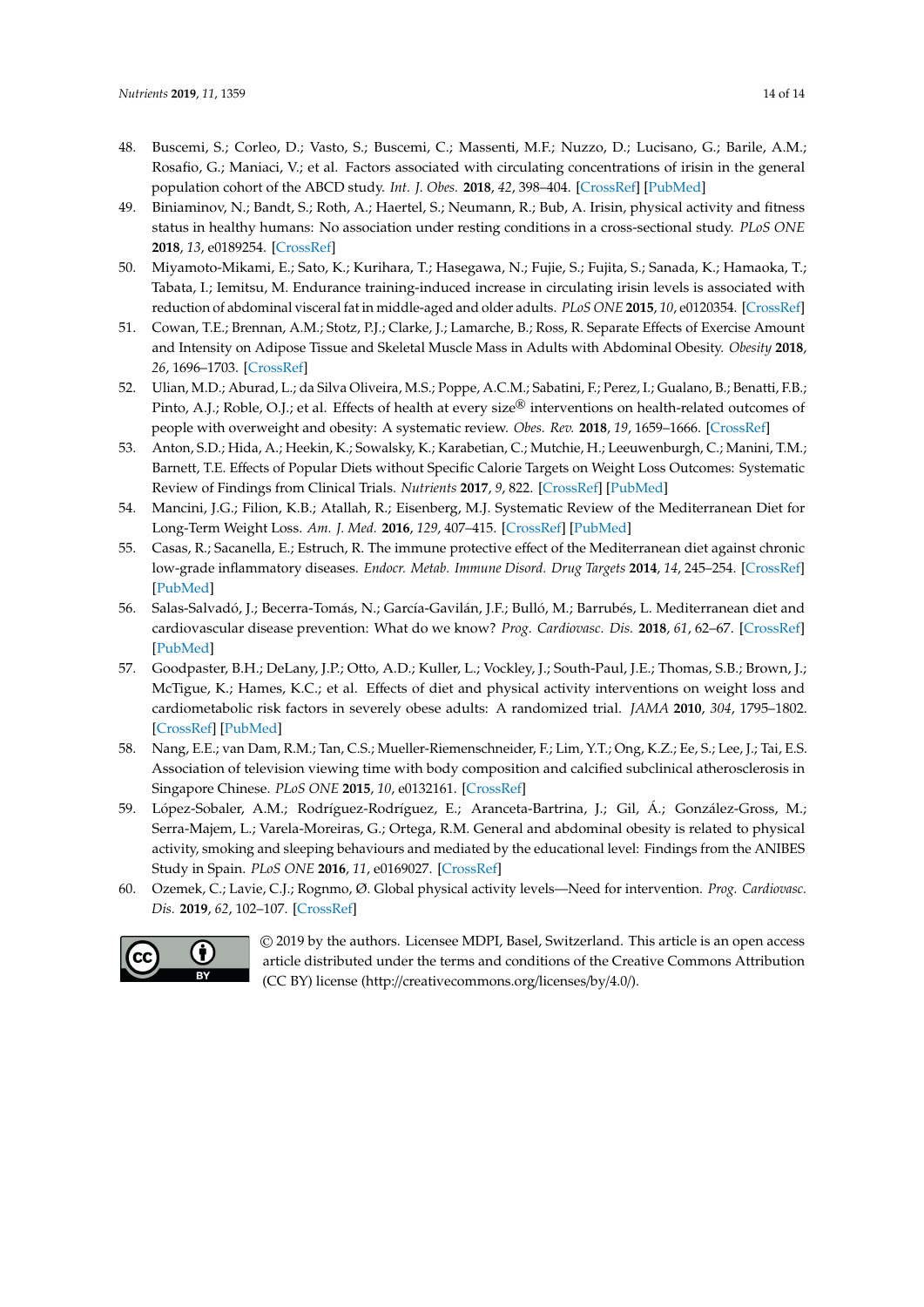48. Buscemi, S.; Corleo, D.; Vasto, S.; Buscemi, C.; Massenti, M.F.; Nuzzo, D.; Lucisano, G.; Barile, A.M.; Rosafio, G.; Maniaci, V.; et al. Factors associated with circulating concentrations of irisin in the general population cohort of the ABCD study. *Int. J. Obes.* **2018**, *42*, 398–404. [CrossRef] [PubMed]
49. Biniaminov, N.; Bandt, S.; Roth, A.; Haertel, S.; Neumann, R.; Bub, A. Irisin, physical activity and fitness status in healthy humans: No association under resting conditions in a cross-sectional study. *PLoS ONE* **2018**, *13*, e0189254. [CrossRef]
50. Miyamoto-Mikami, E.; Sato, K.; Kurihara, T.; Hasegawa, N.; Fujie, S.; Fujita, S.; Sanada, K.; Hamaoka, T.; Tabata, I.; Iemitsu, M. Endurance training-induced increase in circulating irisin levels is associated with reduction of abdominal visceral fat in middle-aged and older adults. *PLoS ONE* **2015**, *10*, e0120354. [CrossRef]
51. Cowan, T.E.; Brennan, A.M.; Stotz, P.J.; Clarke, J.; Lamarche, B.; Ross, R. Separate Effects of Exercise Amount and Intensity on Adipose Tissue and Skeletal Muscle Mass in Adults with Abdominal Obesity. *Obesity* **2018**, *26*, 1696–1703. [CrossRef]
52. Ulian, M.D.; Aburad, L.; da Silva Oliveira, M.S.; Poppe, A.C.M.; Sabatini, F.; Perez, I.; Gualano, B.; Benatti, F.B.; Pinto, A.J.; Roble, O.J.; et al. Effects of health at every size® interventions on health-related outcomes of people with overweight and obesity: A systematic review. *Obes. Rev.* **2018**, *19*, 1659–1666. [CrossRef]
53. Anton, S.D.; Hida, A.; Heekin, K.; Sowalsky, K.; Karabetian, C.; Mutchie, H.; Leeuwenburgh, C.; Manini, T.M.; Barnett, T.E. Effects of Popular Diets without Specific Calorie Targets on Weight Loss Outcomes: Systematic Review of Findings from Clinical Trials. *Nutrients* **2017**, *9*, 822. [CrossRef] [PubMed]
54. Mancini, J.G.; Filion, K.B.; Atallah, R.; Eisenberg, M.J. Systematic Review of the Mediterranean Diet for Long-Term Weight Loss. *Am. J. Med.* **2016**, *129*, 407–415. [CrossRef] [PubMed]
55. Casas, R.; Sacanella, E.; Estruch, R. The immune protective effect of the Mediterranean diet against chronic low-grade inflammatory diseases. *Endocr. Metab. Immune Disord. Drug Targets* **2014**, *14*, 245–254. [CrossRef] [PubMed]
56. Salas-Salvadó, J.; Becerra-Tomás, N.; García-Gavilán, J.F.; Bulló, M.; Barrubés, L. Mediterranean diet and cardiovascular disease prevention: What do we know? *Prog. Cardiovasc. Dis.* **2018**, *61*, 62–67. [CrossRef] [PubMed]
57. Goodpaster, B.H.; DeLany, J.P.; Otto, A.D.; Kuller, L.; Vockley, J.; South-Paul, J.E.; Thomas, S.B.; Brown, J.; McTigue, K.; Hames, K.C.; et al. Effects of diet and physical activity interventions on weight loss and cardiometabolic risk factors in severely obese adults: A randomized trial. *JAMA* **2010**, *304*, 1795–1802. [CrossRef] [PubMed]
58. Nang, E.E.; van Dam, R.M.; Tan, C.S.; Mueller-Riemenschneider, F.; Lim, Y.T.; Ong, K.Z.; Ee, S.; Lee, J.; Tai, E.S. Association of television viewing time with body composition and calcified subclinical atherosclerosis in Singapore Chinese. *PLoS ONE* **2015**, *10*, e0132161. [CrossRef]
59. López-Sobaler, A.M.; Rodríguez-Rodríguez, E.; Aranceta-Bartrina, J.; Gil, Á.; González-Gross, M.; Serra-Majem, L.; Varela-Moreiras, G.; Ortega, R.M. General and abdominal obesity is related to physical activity, smoking and sleeping behaviours and mediated by the educational level: Findings from the ANIBES Study in Spain. *PLoS ONE* **2016**, *11*, e0169027. [CrossRef]
60. Ozemek, C.; Lavie, C.J.; Rognmo, Ø. Global physical activity levels—Need for intervention. *Prog. Cardiovasc. Dis.* **2019**, *62*, 102–107. [CrossRef]

© 2019 by the authors. Licensee MDPI, Basel, Switzerland. This article is an open access article distributed under the terms and conditions of the Creative Commons Attribution (CC BY) license (http://creativecommons.org/licenses/by/4.0/).